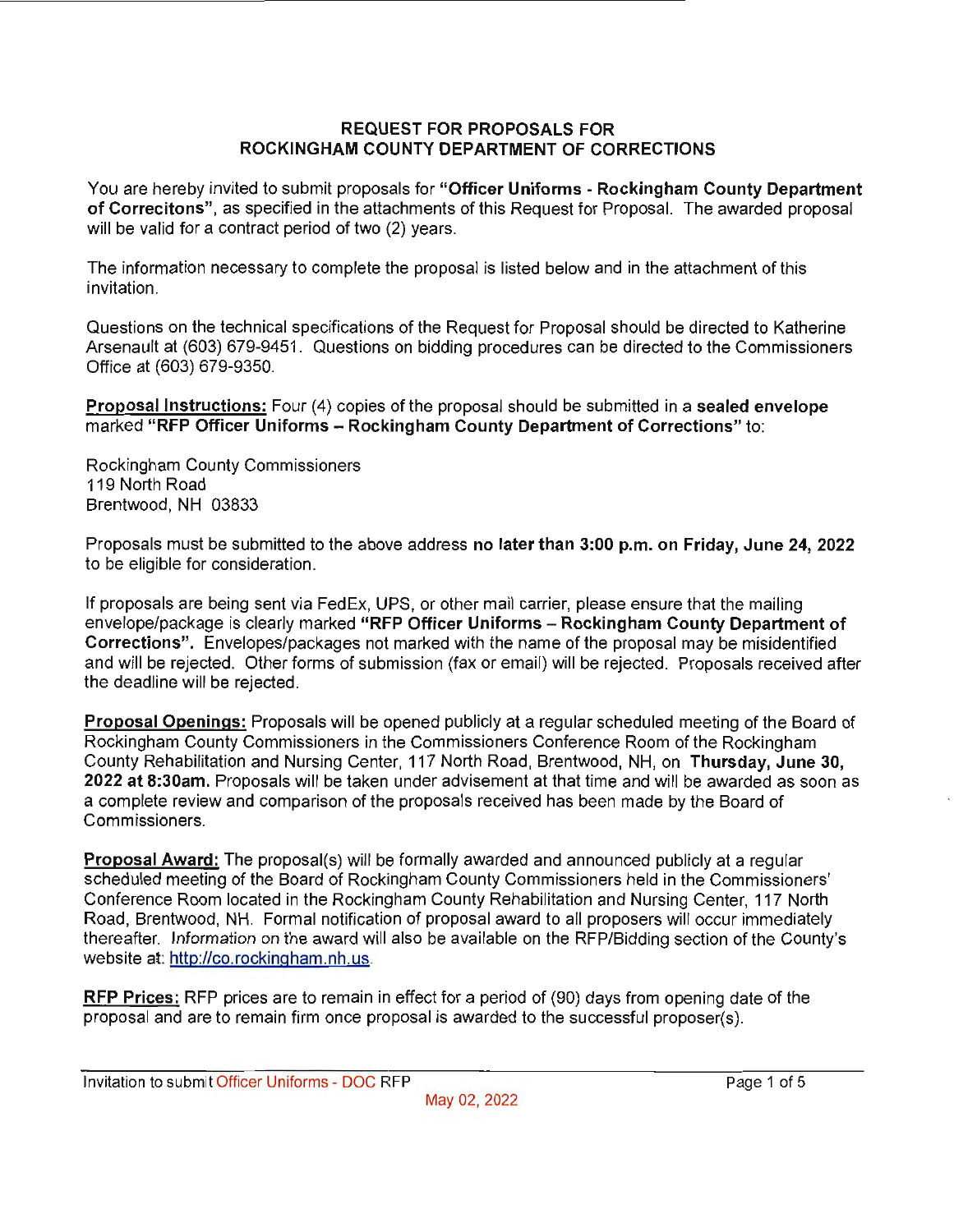# REQUEST FOR PROPOSALS FOR ROCKINGHAM COUNTY DEPARTMENT OF CORRECTIONS

You are hereby invited to submit proposals for **"Officer Uniforms - Rockingham County Department of Correcitons"**, as specified in the attachments of this Request for Proposal. The awarded proposal will be valid for a contract period of two (2) years.

The information necessary to complete the proposal is listed below and in the attachment of this invitation.

Questions on the technical specifications of the Request for Proposal should be directed to Katherine Arsenault at (603) 679-9451. Questions on bidding procedures can be directed to the Commissioners Office at (603) 679-9350.

**Proposal Instructions:** Four (4) copies of the proposal should be submitted in a **sealed envelope** marked **"RFP Officer Uniforms – Rockingham County Department of Corrections"** to:

Rockingham County Commissioners
119 North Road
Brentwood, NH 03833

Proposals must be submitted to the above address **no later than 3:00 p.m. on Friday, June 24, 2022** to be eligible for consideration.

If proposals are being sent via FedEx, UPS, or other mail carrier, please ensure that the mailing envelope/package is clearly marked **"RFP Officer Uniforms – Rockingham County Department of Corrections".** Envelopes/packages not marked with the name of the proposal may be misidentified and will be rejected. Other forms of submission (fax or email) will be rejected. Proposals received after the deadline will be rejected.

**Proposal Openings:** Proposals will be opened publicly at a regular scheduled meeting of the Board of Rockingham County Commissioners in the Commissioners Conference Room of the Rockingham County Rehabilitation and Nursing Center, 117 North Road, Brentwood, NH, on **Thursday, June 30, 2022 at 8:30am.** Proposals will be taken under advisement at that time and will be awarded as soon as a complete review and comparison of the proposals received has been made by the Board of Commissioners.

**Proposal Award:** The proposal(s) will be formally awarded and announced publicly at a regular scheduled meeting of the Board of Rockingham County Commissioners held in the Commissioners' Conference Room located in the Rockingham County Rehabilitation and Nursing Center, 117 North Road, Brentwood, NH. Formal notification of proposal award to all proposers will occur immediately thereafter. Information on the award will also be available on the RFP/Bidding section of the County's website at: http://co.rockingham.nh.us.

**RFP Prices:** RFP prices are to remain in effect for a period of (90) days from opening date of the proposal and are to remain firm once proposal is awarded to the successful proposer(s).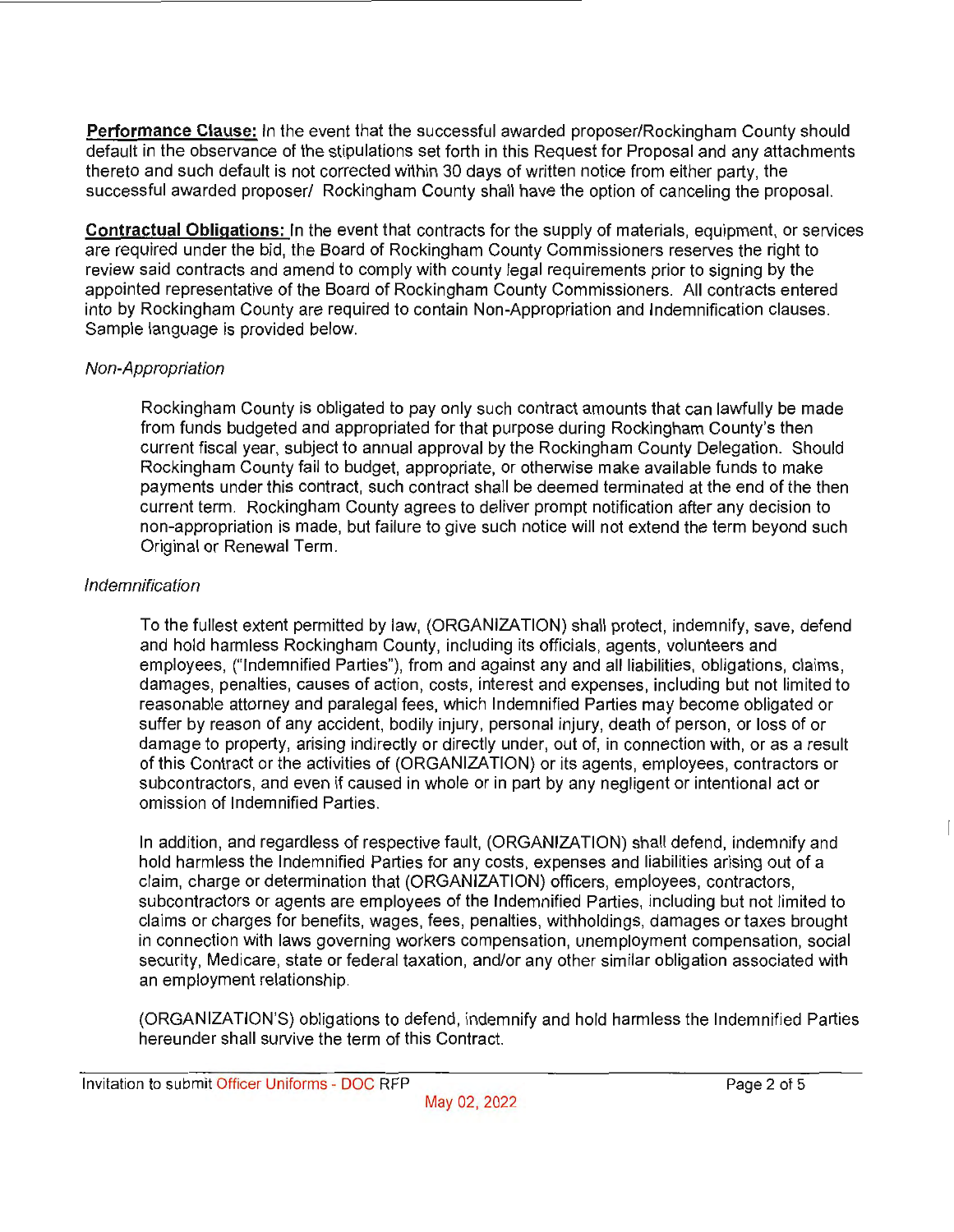**Performance Clause:** In the event that the successful awarded proposer/Rockingham County should default in the observance of the stipulations set forth in this Request for Proposal and any attachments thereto and such default is not corrected within 30 days of written notice from either party, the successful awarded proposer/ Rockingham County shall have the option of canceling the proposal.

**Contractual Obligations:** In the event that contracts for the supply of materials, equipment, or services are required under the bid, the Board of Rockingham County Commissioners reserves the right to review said contracts and amend to comply with county legal requirements prior to signing by the appointed representative of the Board of Rockingham County Commissioners. All contracts entered into by Rockingham County are required to contain Non-Appropriation and Indemnification clauses. Sample language is provided below.

*Non-Appropriation*

Rockingham County is obligated to pay only such contract amounts that can lawfully be made from funds budgeted and appropriated for that purpose during Rockingham County's then current fiscal year, subject to annual approval by the Rockingham County Delegation. Should Rockingham County fail to budget, appropriate, or otherwise make available funds to make payments under this contract, such contract shall be deemed terminated at the end of the then current term. Rockingham County agrees to deliver prompt notification after any decision to non-appropriation is made, but failure to give such notice will not extend the term beyond such Original or Renewal Term.

*Indemnification*

To the fullest extent permitted by law, (ORGANIZATION) shall protect, indemnify, save, defend and hold harmless Rockingham County, including its officials, agents, volunteers and employees, ("Indemnified Parties"), from and against any and all liabilities, obligations, claims, damages, penalties, causes of action, costs, interest and expenses, including but not limited to reasonable attorney and paralegal fees, which Indemnified Parties may become obligated or suffer by reason of any accident, bodily injury, personal injury, death of person, or loss of or damage to property, arising indirectly or directly under, out of, in connection with, or as a result of this Contract or the activities of (ORGANIZATION) or its agents, employees, contractors or subcontractors, and even if caused in whole or in part by any negligent or intentional act or omission of Indemnified Parties.

In addition, and regardless of respective fault, (ORGANIZATION) shall defend, indemnify and hold harmless the Indemnified Parties for any costs, expenses and liabilities arising out of a claim, charge or determination that (ORGANIZATION) officers, employees, contractors, subcontractors or agents are employees of the Indemnified Parties, including but not limited to claims or charges for benefits, wages, fees, penalties, withholdings, damages or taxes brought in connection with laws governing workers compensation, unemployment compensation, social security, Medicare, state or federal taxation, and/or any other similar obligation associated with an employment relationship.

(ORGANIZATION'S) obligations to defend, indemnify and hold harmless the Indemnified Parties hereunder shall survive the term of this Contract.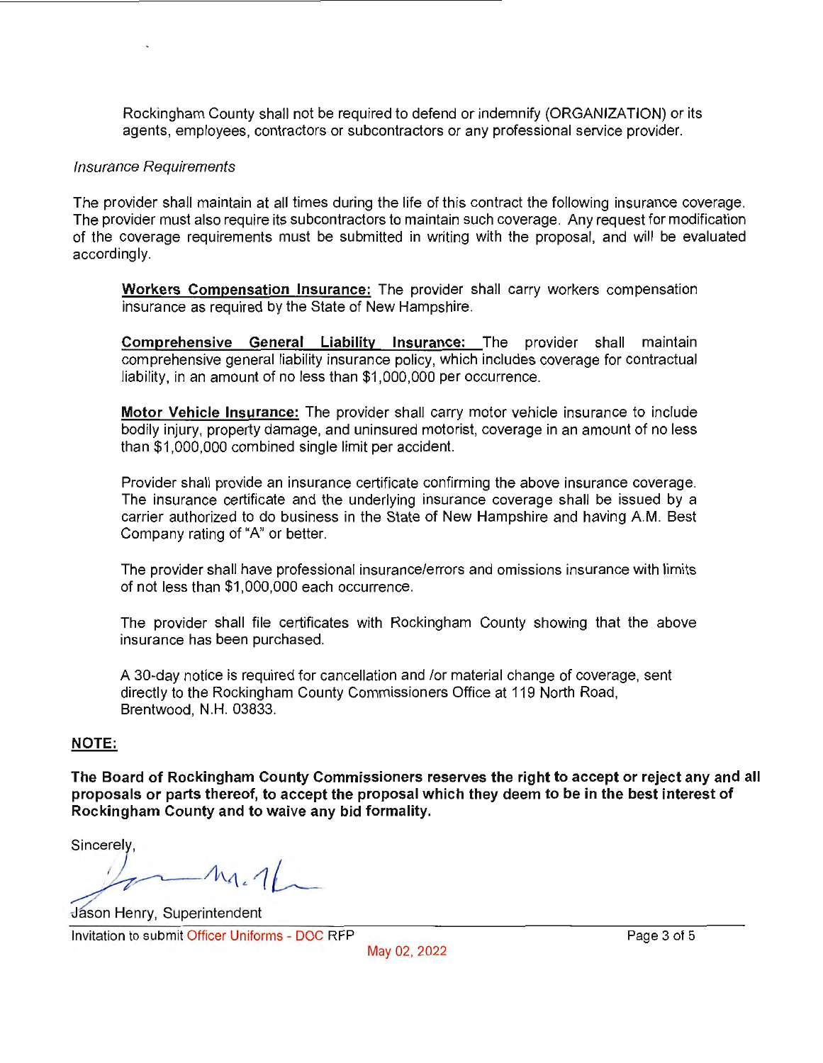Rockingham County shall not be required to defend or indemnify (ORGANIZATION) or its agents, employees, contractors or subcontractors or any professional service provider.

*Insurance Requirements*

The provider shall maintain at all times during the life of this contract the following insurance coverage. The provider must also require its subcontractors to maintain such coverage. Any request for modification of the coverage requirements must be submitted in writing with the proposal, and will be evaluated accordingly.

**Workers Compensation Insurance:** The provider shall carry workers compensation insurance as required by the State of New Hampshire.

**Comprehensive General Liability Insurance:** The provider shall maintain comprehensive general liability insurance policy, which includes coverage for contractual liability, in an amount of no less than $1,000,000 per occurrence.

**Motor Vehicle Insurance:** The provider shall carry motor vehicle insurance to include bodily injury, property damage, and uninsured motorist, coverage in an amount of no less than $1,000,000 combined single limit per accident.

Provider shall provide an insurance certificate confirming the above insurance coverage. The insurance certificate and the underlying insurance coverage shall be issued by a carrier authorized to do business in the State of New Hampshire and having A.M. Best Company rating of "A" or better.

The provider shall have professional insurance/errors and omissions insurance with limits of not less than $1,000,000 each occurrence.

The provider shall file certificates with Rockingham County showing that the above insurance has been purchased.

A 30-day notice is required for cancellation and /or material change of coverage, sent directly to the Rockingham County Commissioners Office at 119 North Road, Brentwood, N.H. 03833.

**NOTE:**

**The Board of Rockingham County Commissioners reserves the right to accept or reject any and all proposals or parts thereof, to accept the proposal which they deem to be in the best interest of Rockingham County and to waive any bid formality.**

Sincerely,

Jason Henry, Superintendent

Invitation to submit Officer Uniforms - DOC RFP

May 02, 2022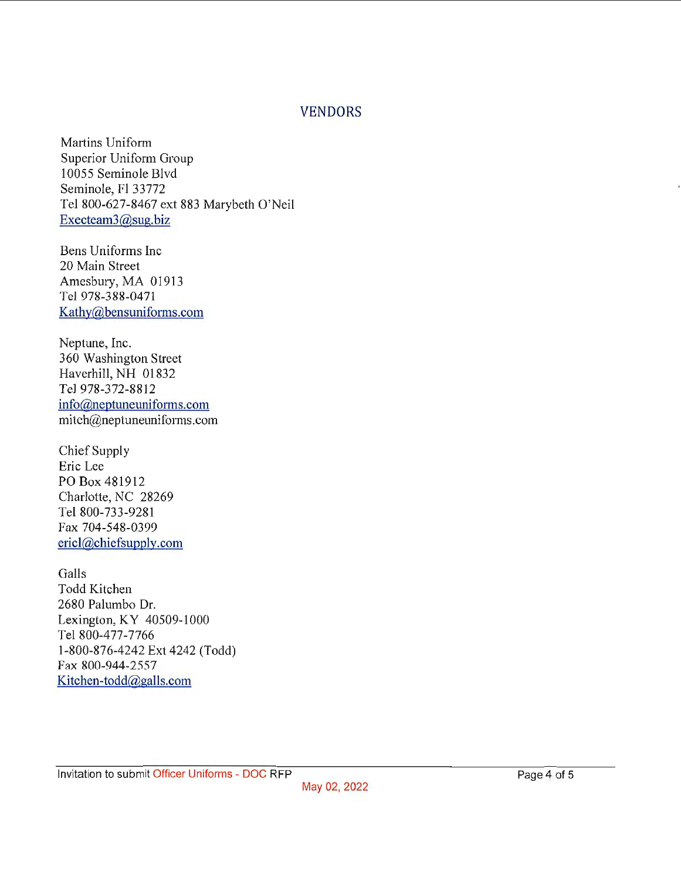## VENDORS

Martins Uniform
Superior Uniform Group
10055 Seminole Blvd
Seminole, Fl 33772
Tel 800-627-8467 ext 883 Marybeth O'Neil
Execteam3@sug.biz

Bens Uniforms Inc
20 Main Street
Amesbury, MA 01913
Tel 978-388-0471
Kathy@bensuniforms.com

Neptune, Inc.
360 Washington Street
Haverhill, NH 01832
Tel 978-372-8812
info@neptuneuniforms.com
mitch@neptuneuniforms.com

Chief Supply
Eric Lee
PO Box 481912
Charlotte, NC 28269
Tel 800-733-9281
Fax 704-548-0399
ericl@chiefsupply.com

Galls
Todd Kitchen
2680 Palumbo Dr.
Lexington, KY 40509-1000
Tel 800-477-7766
1-800-876-4242 Ext 4242 (Todd)
Fax 800-944-2557
Kitchen-todd@galls.com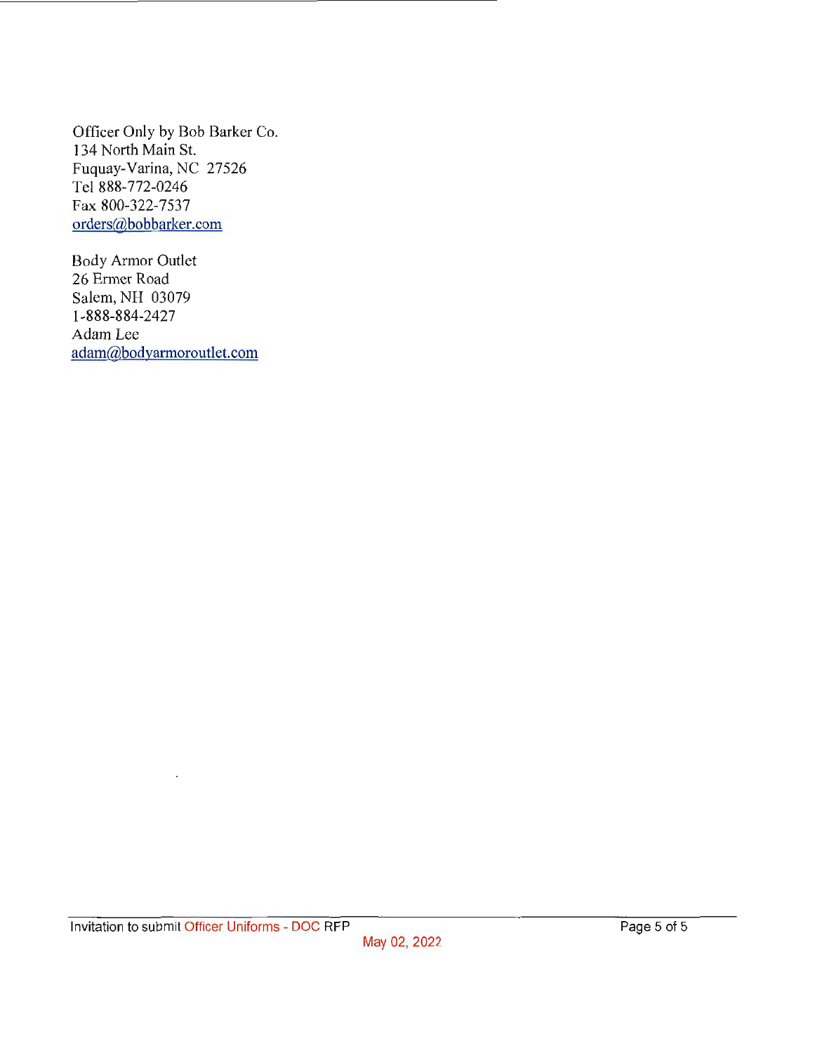Officer Only by Bob Barker Co.
134 North Main St.
Fuquay-Varina, NC 27526
Tel 888-772-0246
Fax 800-322-7537
orders@bobbarker.com

Body Armor Outlet
26 Ermer Road
Salem, NH 03079
1-888-884-2427
Adam Lee
adam@bodyarmoroutlet.com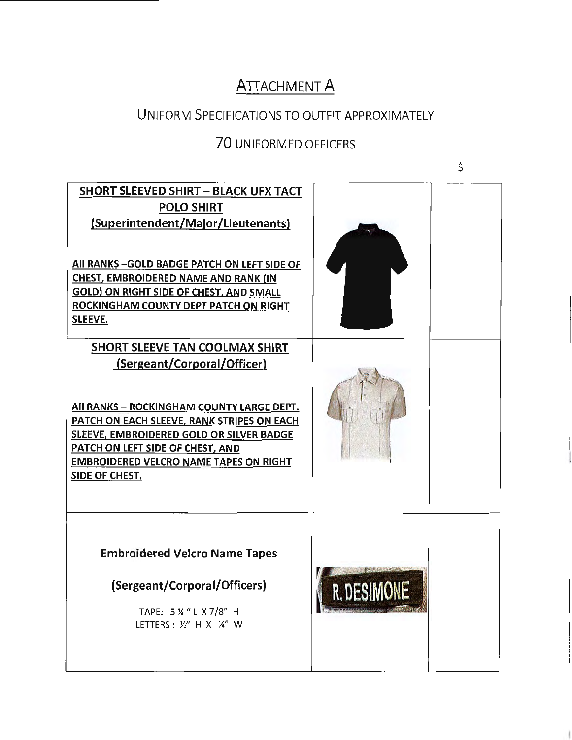# ATTACHMENT A

## UNIFORM SPECIFICATIONS TO OUTFIT APPROXIMATELY

## 70 UNIFORMED OFFICERS

| | | $ |
|---|---|---|
| **SHORT SLEEVED SHIRT – BLACK UFX TACT POLO SHIRT (Superintendent/Major/Lieutenants)**<br><br>**All RANKS –GOLD BADGE PATCH ON LEFT SIDE OF CHEST, EMBROIDERED NAME AND RANK (IN GOLD) ON RIGHT SIDE OF CHEST, AND SMALL ROCKINGHAM COUNTY DEPT PATCH ON RIGHT SLEEVE.** | | |
| **SHORT SLEEVE TAN COOLMAX SHIRT (Sergeant/Corporal/Officer)**<br><br>**All RANKS – ROCKINGHAM COUNTY LARGE DEPT. PATCH ON EACH SLEEVE, RANK STRIPES ON EACH SLEEVE, EMBROIDERED GOLD OR SILVER BADGE PATCH ON LEFT SIDE OF CHEST, AND EMBROIDERED VELCRO NAME TAPES ON RIGHT SIDE OF CHEST.** | | |
| **Embroidered Velcro Name Tapes**<br><br>**(Sergeant/Corporal/Officers)**<br><br>TAPE: 5 ¼ " L X 7/8" H<br>LETTERS : ½" H X ¼" W | | |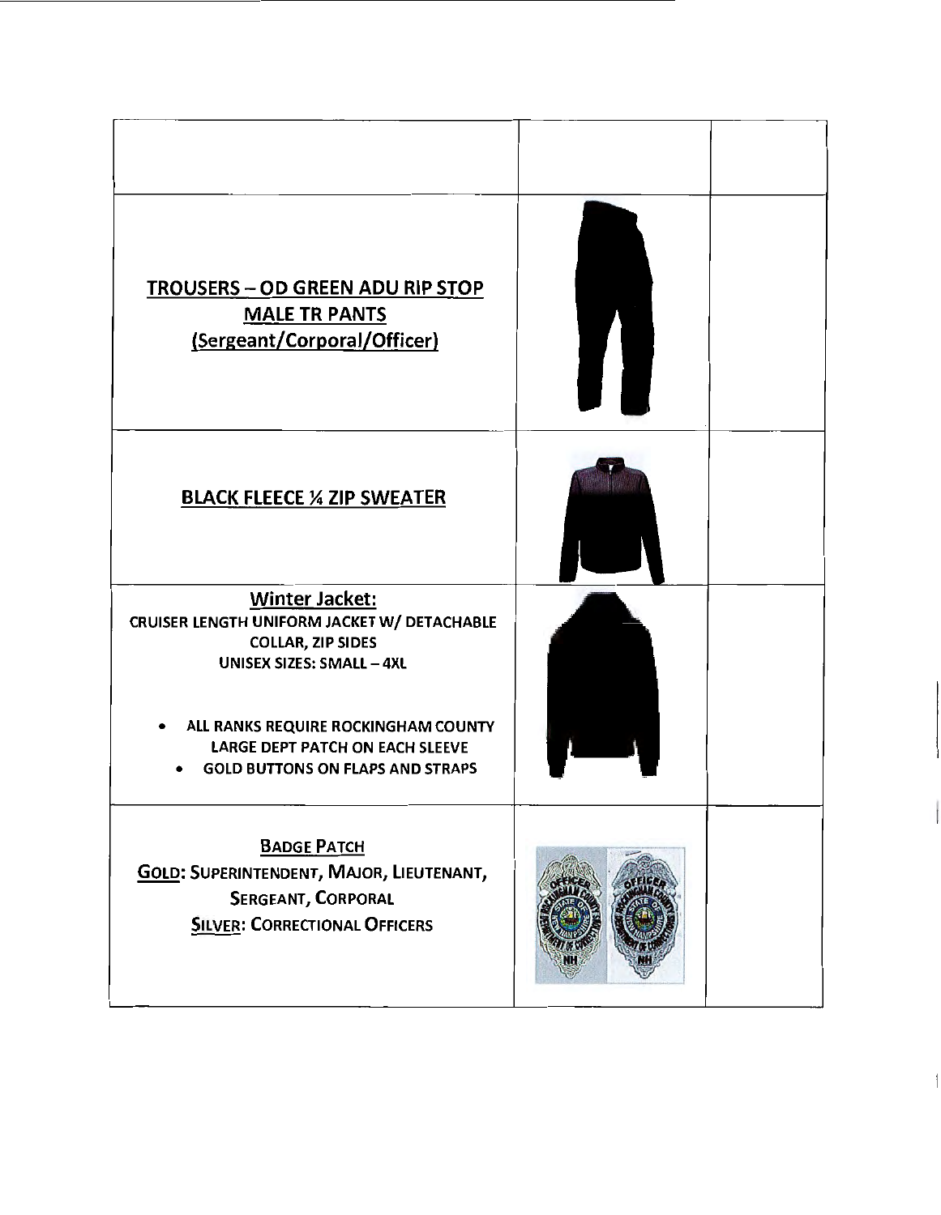| | | |
|---|---|---|
| **TROUSERS – OD GREEN ADU RIP STOP MALE TR PANTS (Sergeant/Corporal/Officer)** | | |
| **BLACK FLEECE ¼ ZIP SWEATER** | | |
| **Winter Jacket:** CRUISER LENGTH UNIFORM JACKET W/ DETACHABLE COLLAR, ZIP SIDES UNISEX SIZES: SMALL – 4XL <br>• ALL RANKS REQUIRE ROCKINGHAM COUNTY LARGE DEPT PATCH ON EACH SLEEVE <br>• GOLD BUTTONS ON FLAPS AND STRAPS | | |
| **BADGE PATCH** <br>**GOLD:** SUPERINTENDENT, MAJOR, LIEUTENANT, SERGEANT, CORPORAL <br>**SILVER:** CORRECTIONAL OFFICERS | | |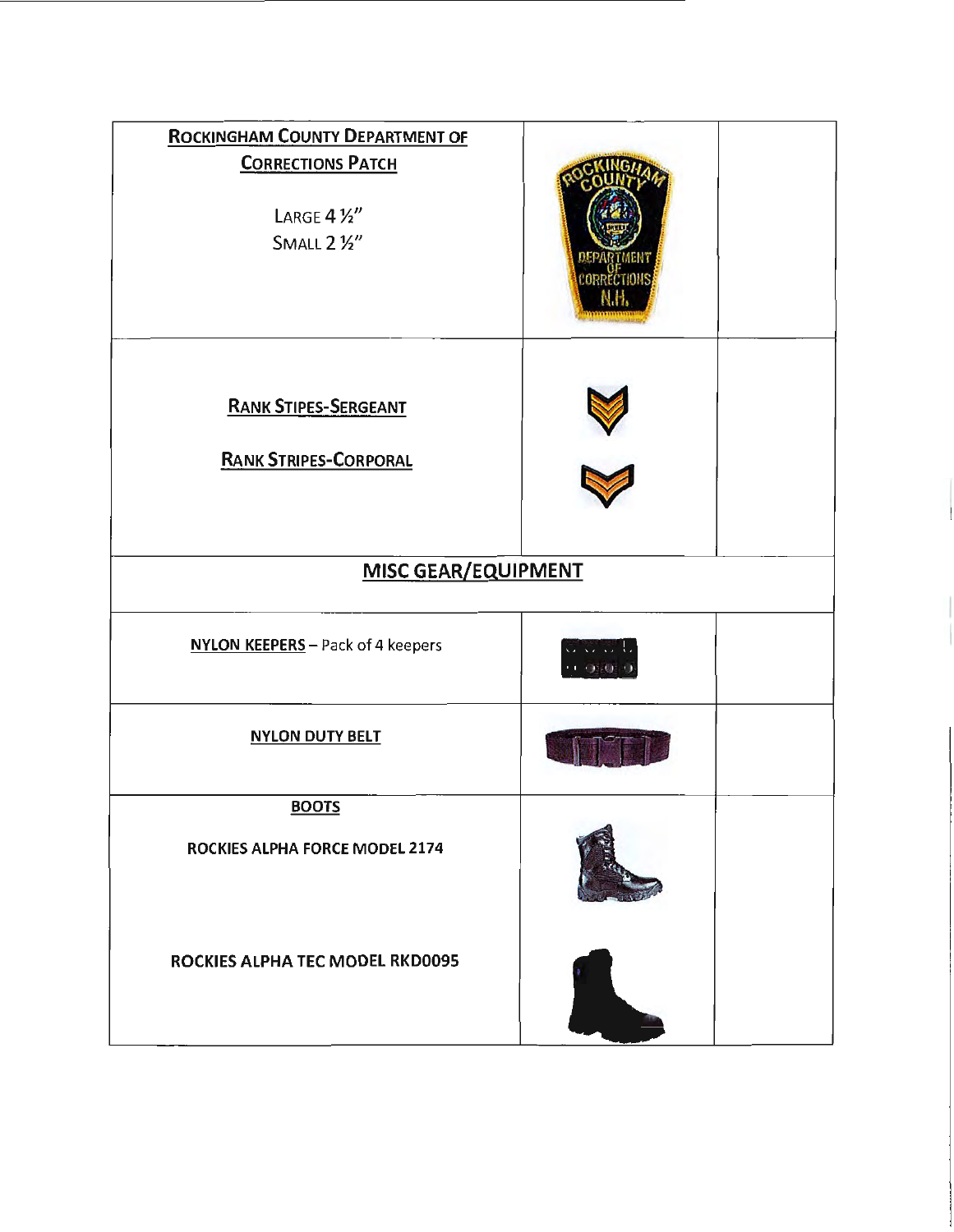| | | |
|---|---|---|
| **ROCKINGHAM COUNTY DEPARTMENT OF CORRECTIONS PATCH**<br><br>LARGE 4 ½"<br>SMALL 2 ½" | | |
| **RANK STIPES-SERGEANT**<br><br>**RANK STRIPES-CORPORAL** | | |
| **MISC GEAR/EQUIPMENT** | | |
| **NYLON KEEPERS** – Pack of 4 keepers | | |
| **NYLON DUTY BELT** | | |
| **BOOTS**<br><br>**ROCKIES ALPHA FORCE MODEL 2174**<br><br>**ROCKIES ALPHA TEC MODEL RKD0095** | | |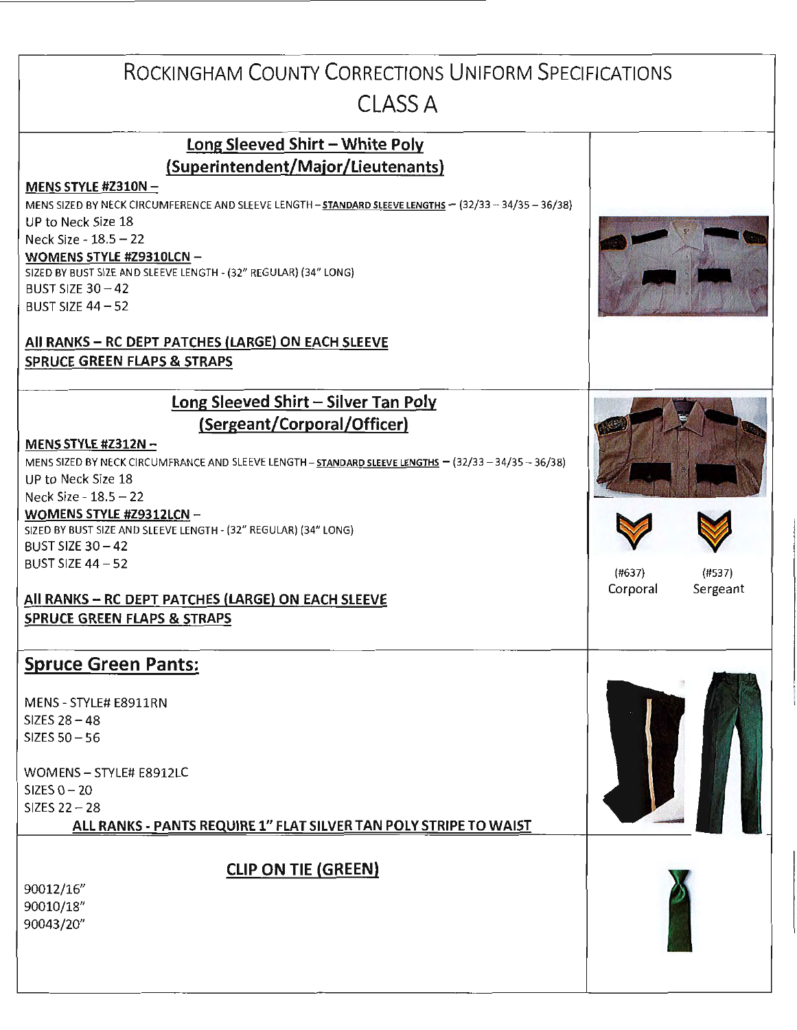# ROCKINGHAM COUNTY CORRECTIONS UNIFORM SPECIFICATIONS
## CLASS A

### Long Sleeved Shirt – White Poly (Superintendent/Major/Lieutenants)

**MENS STYLE #Z310N –**

MENS SIZED BY NECK CIRCUMFERENCE AND SLEEVE LENGTH – **STANDARD SLEEVE LENGTHS** – (32/33 – 34/35 – 36/38)

UP to Neck Size 18

Neck Size - 18.5 – 22

**WOMENS STYLE #Z9310LCN –**

SIZED BY BUST SIZE AND SLEEVE LENGTH - (32" REGULAR) (34" LONG)

BUST SIZE 30 – 42

BUST SIZE 44 – 52

**All RANKS – RC DEPT PATCHES (LARGE) ON EACH SLEEVE**

**SPRUCE GREEN FLAPS & STRAPS**

### Long Sleeved Shirt – Silver Tan Poly (Sergeant/Corporal/Officer)

**MENS STYLE #Z312N –**

MENS SIZED BY NECK CIRCUMFRANCE AND SLEEVE LENGTH – **STANDARD SLEEVE LENGTHS** – (32/33 – 34/35 – 36/38)

UP to Neck Size 18

Neck Size - 18.5 – 22

**WOMENS STYLE #Z9312LCN –**

SIZED BY BUST SIZE AND SLEEVE LENGTH - (32" REGULAR) (34" LONG)

BUST SIZE 30 – 42

BUST SIZE 44 – 52

**All RANKS – RC DEPT PATCHES (LARGE) ON EACH SLEEVE**

**SPRUCE GREEN FLAPS & STRAPS**

(#637) Corporal (#537) Sergeant

### Spruce Green Pants:

MENS - STYLE# E8911RN

SIZES 28 – 48

SIZES 50 – 56

WOMENS – STYLE# E8912LC

SIZES 0 – 20

SIZES 22 – 28

**ALL RANKS - PANTS REQUIRE 1" FLAT SILVER TAN POLY STRIPE TO WAIST**

### CLIP ON TIE (GREEN)

90012/16"

90010/18"

90043/20"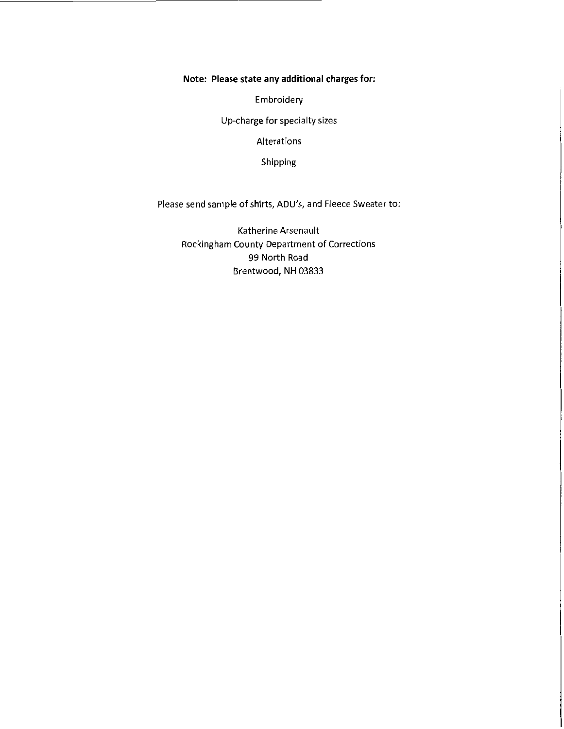**Note: Please state any additional charges for:**

Embroidery

Up-charge for specialty sizes

Alterations

Shipping

Please send sample of shirts, ADU's, and Fleece Sweater to:

Katherine Arsenault
Rockingham County Department of Corrections
99 North Road
Brentwood, NH 03833